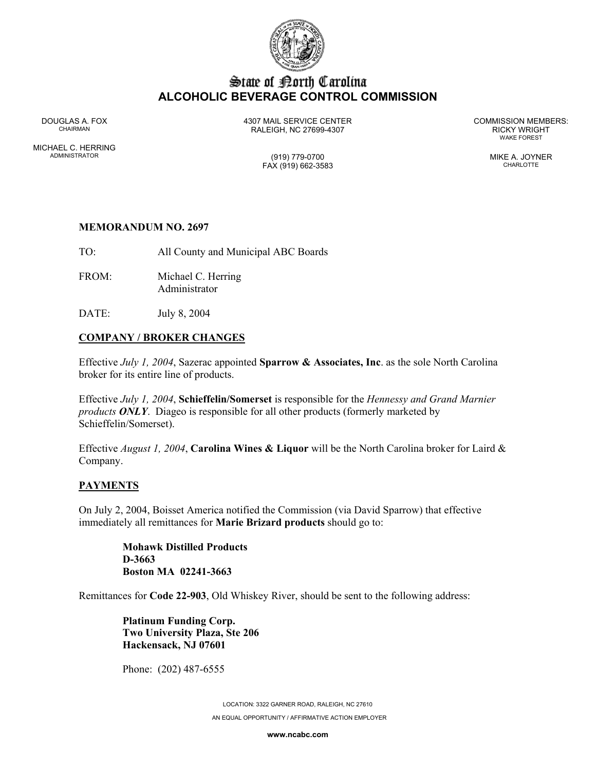# State of North Carolina
## ALCOHOLIC BEVERAGE CONTROL COMMISSION

DOUGLAS A. FOX
CHAIRMAN

MICHAEL C. HERRING
ADMINISTRATOR

4307 MAIL SERVICE CENTER
RALEIGH, NC 27699-4307

(919) 779-0700
FAX (919) 662-3583

COMMISSION MEMBERS:
RICKY WRIGHT
WAKE FOREST

MIKE A. JOYNER
CHARLOTTE

**MEMORANDUM NO. 2697**

TO: All County and Municipal ABC Boards

FROM: Michael C. Herring
Administrator

DATE: July 8, 2004

**COMPANY / BROKER CHANGES**

Effective *July 1, 2004*, Sazerac appointed **Sparrow & Associates, Inc**. as the sole North Carolina broker for its entire line of products.

Effective *July 1, 2004*, **Schieffelin/Somerset** is responsible for the *Hennessy and Grand Marnier products **ONLY***. Diageo is responsible for all other products (formerly marketed by Schieffelin/Somerset).

Effective *August 1, 2004*, **Carolina Wines & Liquor** will be the North Carolina broker for Laird & Company.

**PAYMENTS**

On July 2, 2004, Boisset America notified the Commission (via David Sparrow) that effective immediately all remittances for **Marie Brizard products** should go to:

> **Mohawk Distilled Products**
> **D-3663**
> **Boston MA 02241-3663**

Remittances for **Code 22-903**, Old Whiskey River, should be sent to the following address:

> **Platinum Funding Corp.**
> **Two University Plaza, Ste 206**
> **Hackensack, NJ 07601**
>
> Phone: (202) 487-6555

LOCATION: 3322 GARNER ROAD, RALEIGH, NC 27610

AN EQUAL OPPORTUNITY / AFFIRMATIVE ACTION EMPLOYER

**www.ncabc.com**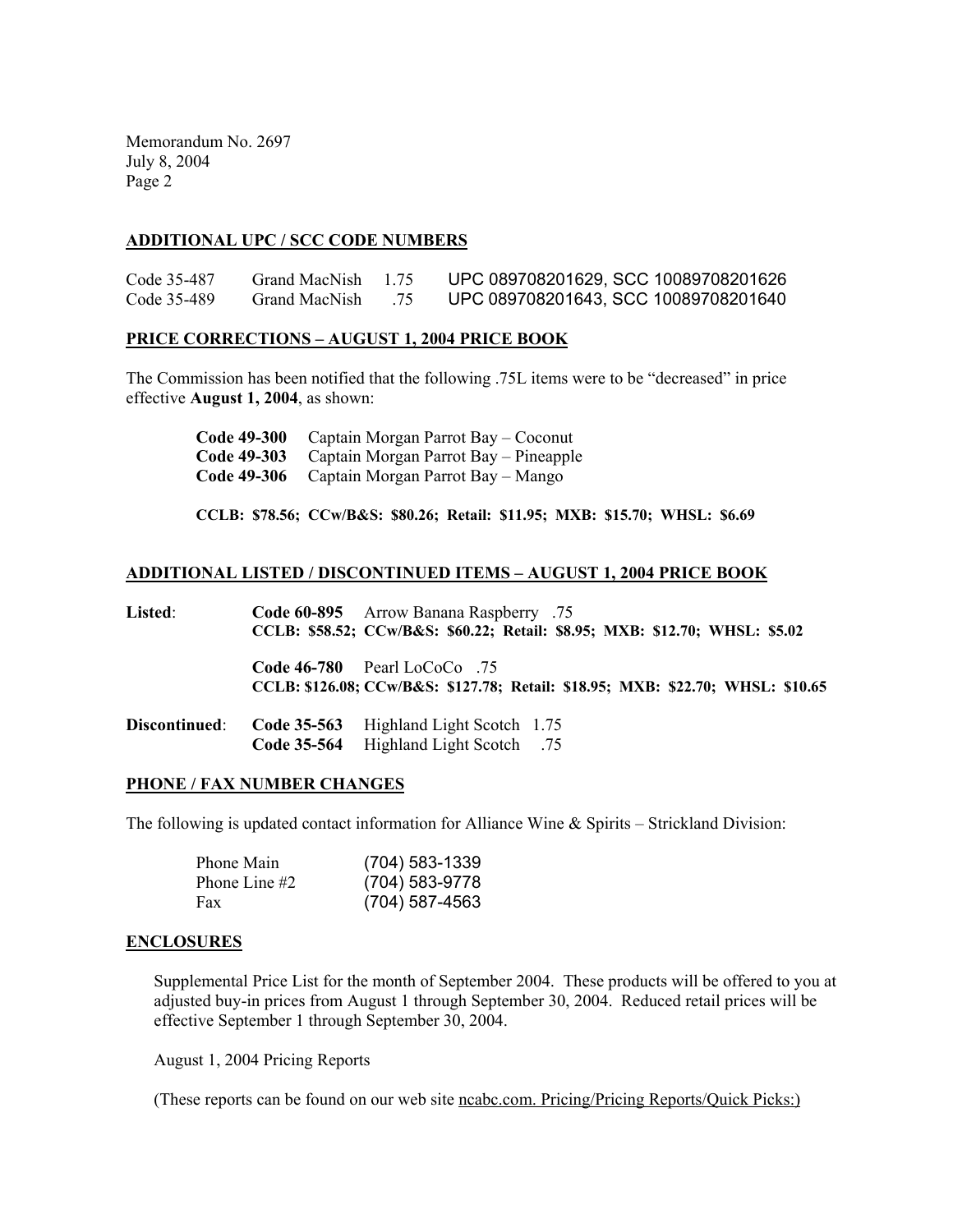Memorandum No. 2697
July 8, 2004
Page 2

## ADDITIONAL UPC / SCC CODE NUMBERS

| | | | |
|---|---|---|---|
| Code 35-487 | Grand MacNish | 1.75 | UPC 089708201629, SCC 10089708201626 |
| Code 35-489 | Grand MacNish | .75 | UPC 089708201643, SCC 10089708201640 |

## PRICE CORRECTIONS – AUGUST 1, 2004 PRICE BOOK

The Commission has been notified that the following .75L items were to be "decreased" in price effective **August 1, 2004**, as shown:

**Code 49-300** Captain Morgan Parrot Bay – Coconut
**Code 49-303** Captain Morgan Parrot Bay – Pineapple
**Code 49-306** Captain Morgan Parrot Bay – Mango

**CCLB: $78.56; CCw/B&S: $80.26; Retail: $11.95; MXB: $15.70; WHSL: $6.69**

## ADDITIONAL LISTED / DISCONTINUED ITEMS – AUGUST 1, 2004 PRICE BOOK

**Listed**:

**Code 60-895** Arrow Banana Raspberry .75
**CCLB: $58.52; CCw/B&S: $60.22; Retail: $8.95; MXB: $12.70; WHSL: $5.02**

**Code 46-780** Pearl LoCoCo .75
**CCLB: $126.08; CCw/B&S: $127.78; Retail: $18.95; MXB: $22.70; WHSL: $10.65**

**Discontinued**:

**Code 35-563** Highland Light Scotch 1.75
**Code 35-564** Highland Light Scotch .75

## PHONE / FAX NUMBER CHANGES

The following is updated contact information for Alliance Wine & Spirits – Strickland Division:

| | |
|---|---|
| Phone Main | (704) 583-1339 |
| Phone Line #2 | (704) 583-9778 |
| Fax | (704) 587-4563 |

## ENCLOSURES

Supplemental Price List for the month of September 2004. These products will be offered to you at adjusted buy-in prices from August 1 through September 30, 2004. Reduced retail prices will be effective September 1 through September 30, 2004.

August 1, 2004 Pricing Reports

(These reports can be found on our web site ncabc.com. Pricing/Pricing Reports/Quick Picks:)